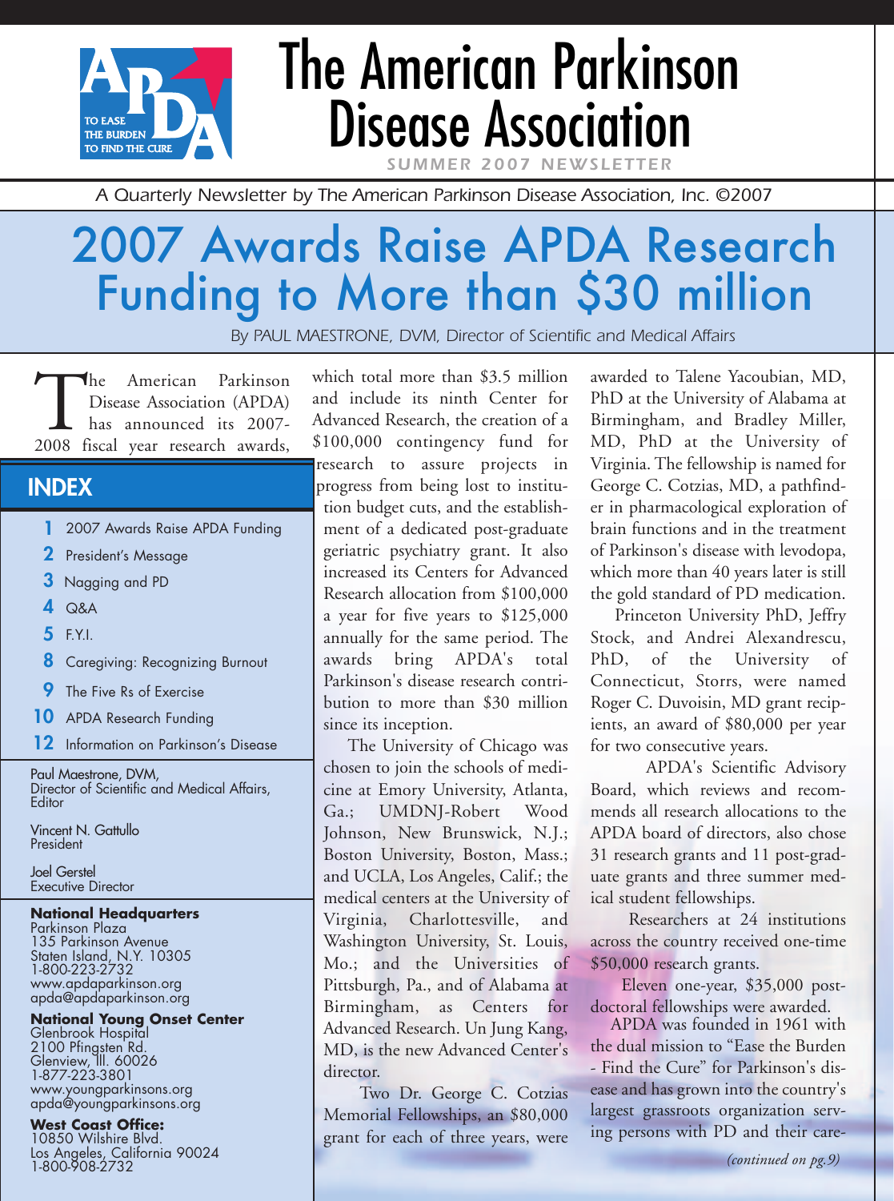# The American Parkinson Disease Association

**SUMMER 2007 NEWSLETTER**

*A Quarterly Newsletter by The American Parkinson Disease Association, Inc. ©2007*

# 2007 Awards Raise APDA Research Funding to More than $30 million

*By PAUL MAESTRONE, DVM, Director of Scientific and Medical Affairs*

The American Parkinson Disease Association (APDA) has announced its 2007-2008 fiscal year research awards, which total more than $3.5 million and include its ninth Center for Advanced Research, the creation of a $100,000 contingency fund for research to assure projects in progress from being lost to institution budget cuts, and the establishment of a dedicated post-graduate geriatric psychiatry grant. It also increased its Centers for Advanced Research allocation from $100,000 a year for five years to $125,000 annually for the same period. The awards bring APDA's total Parkinson's disease research contribution to more than $30 million since its inception.

The University of Chicago was chosen to join the schools of medicine at Emory University, Atlanta, Ga.; UMDNJ-Robert Wood Johnson, New Brunswick, N.J.; Boston University, Boston, Mass.; and UCLA, Los Angeles, Calif.; the medical centers at the University of Virginia, Charlottesville, and Washington University, St. Louis, Mo.; and the Universities of Pittsburgh, Pa., and of Alabama at Birmingham, as Centers for Advanced Research. Un Jung Kang, MD, is the new Advanced Center's director.

Two Dr. George C. Cotzias Memorial Fellowships, an $80,000 grant for each of three years, were awarded to Talene Yacoubian, MD, PhD at the University of Alabama at Birmingham, and Bradley Miller, MD, PhD at the University of Virginia. The fellowship is named for George C. Cotzias, MD, a pathfinder in pharmacological exploration of brain functions and in the treatment of Parkinson's disease with levodopa, which more than 40 years later is still the gold standard of PD medication.

Princeton University PhD, Jeffry Stock, and Andrei Alexandrescu, PhD, of the University of Connecticut, Storrs, were named Roger C. Duvoisin, MD grant recipients, an award of $80,000 per year for two consecutive years.

APDA's Scientific Advisory Board, which reviews and recommends all research allocations to the APDA board of directors, also chose 31 research grants and 11 post-graduate grants and three summer medical student fellowships.

Researchers at 24 institutions across the country received one-time $50,000 research grants.

Eleven one-year, $35,000 post-doctoral fellowships were awarded.

APDA was founded in 1961 with the dual mission to "Ease the Burden - Find the Cure" for Parkinson's disease and has grown into the country's largest grassroots organization serving persons with PD and their care-

*(continued on pg.9)*

## INDEX

- **1** 2007 Awards Raise APDA Funding
- **2** President's Message
- **3** Nagging and PD
- **4** Q&A
- **5** F.Y.I.
- **8** Caregiving: Recognizing Burnout
- **9** The Five Rs of Exercise
- **10** APDA Research Funding
- **12** Information on Parkinson's Disease

Paul Maestrone, DVM,
Director of Scientific and Medical Affairs,
Editor

Vincent N. Gattullo
President

Joel Gerstel
Executive Director

**National Headquarters**
Parkinson Plaza
135 Parkinson Avenue
Staten Island, N.Y. 10305
1-800-223-2732
www.apdaparkinson.org
apda@apdaparkinson.org

**National Young Onset Center**
Glenbrook Hospital
2100 Pfingsten Rd.
Glenview, Ill. 60026
1-877-223-3801
www.youngparkinsons.org
apda@youngparkinsons.org

**West Coast Office:**
10850 Wilshire Blvd.
Los Angeles, California 90024
1-800-908-2732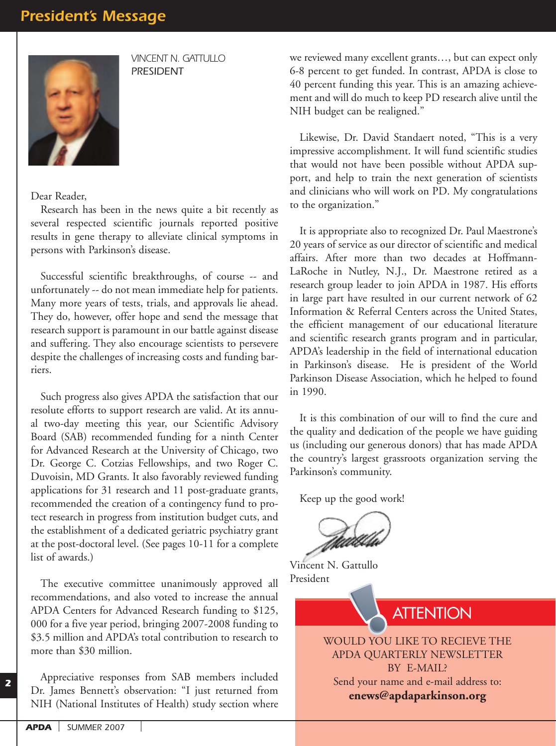# President's Message

*VINCENT N. GATTULLO*
PRESIDENT

Dear Reader,

Research has been in the news quite a bit recently as several respected scientific journals reported positive results in gene therapy to alleviate clinical symptoms in persons with Parkinson's disease.

Successful scientific breakthroughs, of course -- and unfortunately -- do not mean immediate help for patients. Many more years of tests, trials, and approvals lie ahead. They do, however, offer hope and send the message that research support is paramount in our battle against disease and suffering. They also encourage scientists to persevere despite the challenges of increasing costs and funding barriers.

Such progress also gives APDA the satisfaction that our resolute efforts to support research are valid. At its annual two-day meeting this year, our Scientific Advisory Board (SAB) recommended funding for a ninth Center for Advanced Research at the University of Chicago, two Dr. George C. Cotzias Fellowships, and two Roger C. Duvoisin, MD Grants. It also favorably reviewed funding applications for 31 research and 11 post-graduate grants, recommended the creation of a contingency fund to protect research in progress from institution budget cuts, and the establishment of a dedicated geriatric psychiatry grant at the post-doctoral level. (See pages 10-11 for a complete list of awards.)

The executive committee unanimously approved all recommendations, and also voted to increase the annual APDA Centers for Advanced Research funding to $125, 000 for a five year period, bringing 2007-2008 funding to $3.5 million and APDA's total contribution to research to more than $30 million.

Appreciative responses from SAB members included Dr. James Bennett's observation: "I just returned from NIH (National Institutes of Health) study section where we reviewed many excellent grants…, but can expect only 6-8 percent to get funded. In contrast, APDA is close to 40 percent funding this year. This is an amazing achievement and will do much to keep PD research alive until the NIH budget can be realigned."

Likewise, Dr. David Standaert noted, "This is a very impressive accomplishment. It will fund scientific studies that would not have been possible without APDA support, and help to train the next generation of scientists and clinicians who will work on PD. My congratulations to the organization."

It is appropriate also to recognized Dr. Paul Maestrone's 20 years of service as our director of scientific and medical affairs. After more than two decades at Hoffmann-LaRoche in Nutley, N.J., Dr. Maestrone retired as a research group leader to join APDA in 1987. His efforts in large part have resulted in our current network of 62 Information & Referral Centers across the United States, the efficient management of our educational literature and scientific research grants program and in particular, APDA's leadership in the field of international education in Parkinson's disease. He is president of the World Parkinson Disease Association, which he helped to found in 1990.

It is this combination of our will to find the cure and the quality and dedication of the people we have guiding us (including our generous donors) that has made APDA the country's largest grassroots organization serving the Parkinson's community.

Keep up the good work!

Vincent N. Gattullo
President

## ATTENTION

WOULD YOU LIKE TO RECIEVE THE APDA QUARTERLY NEWSLETTER BY E-MAIL?
Send your name and e-mail address to:
**enews@apdaparkinson.org**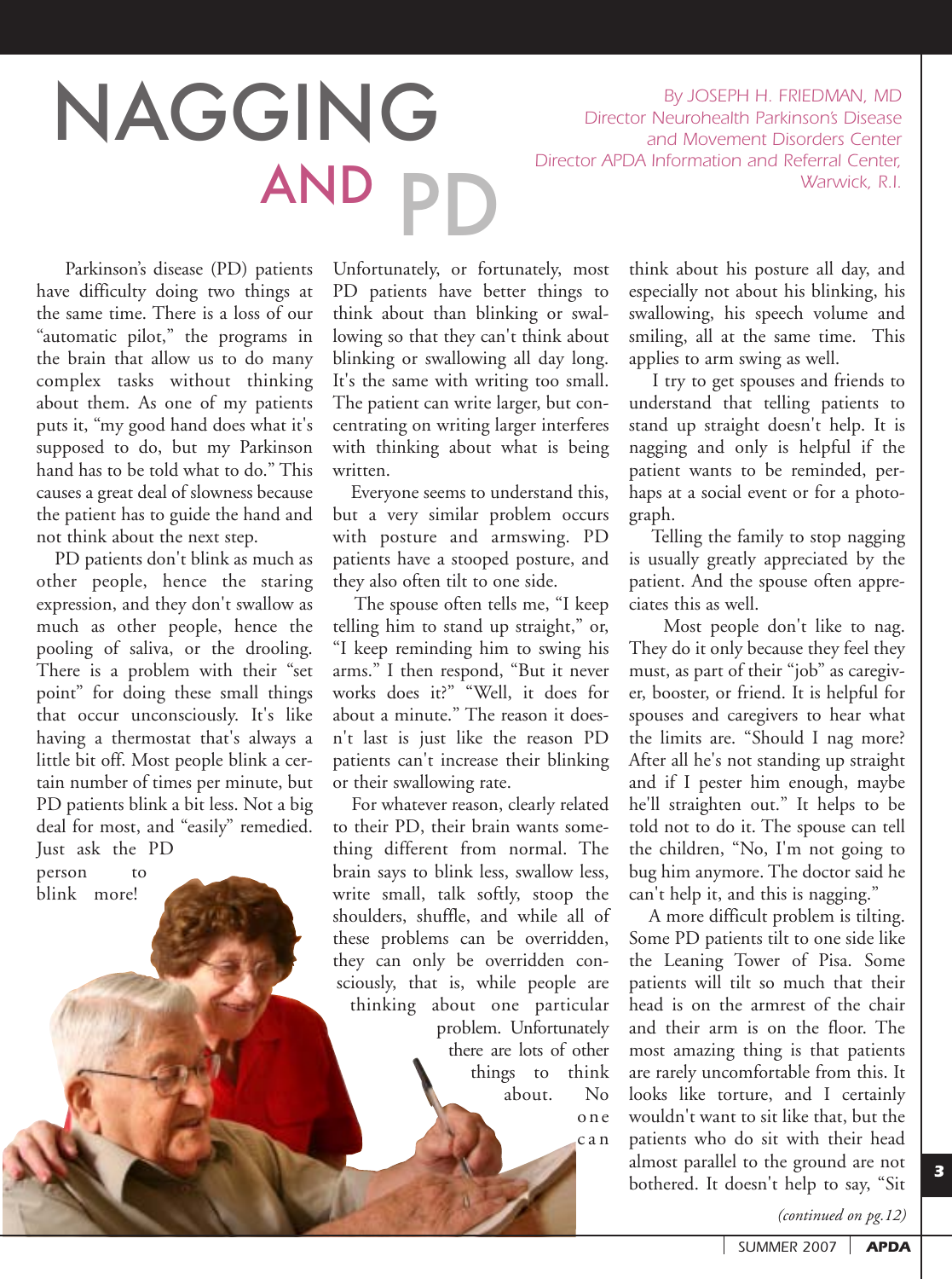# NAGGING AND PD

*By JOSEPH H. FRIEDMAN, MD*
*Director Neurohealth Parkinson's Disease and Movement Disorders Center*
*Director APDA Information and Referral Center, Warwick, R.I.*

Parkinson's disease (PD) patients have difficulty doing two things at the same time. There is a loss of our "automatic pilot," the programs in the brain that allow us to do many complex tasks without thinking about them. As one of my patients puts it, "my good hand does what it's supposed to do, but my Parkinson hand has to be told what to do." This causes a great deal of slowness because the patient has to guide the hand and not think about the next step.

PD patients don't blink as much as other people, hence the staring expression, and they don't swallow as much as other people, hence the pooling of saliva, or the drooling. There is a problem with their "set point" for doing these small things that occur unconsciously. It's like having a thermostat that's always a little bit off. Most people blink a certain number of times per minute, but PD patients blink a bit less. Not a big deal for most, and "easily" remedied. Just ask the PD person to blink more! Unfortunately, or fortunately, most PD patients have better things to think about than blinking or swallowing so that they can't think about blinking or swallowing all day long. It's the same with writing too small. The patient can write larger, but concentrating on writing larger interferes with thinking about what is being written.

Everyone seems to understand this, but a very similar problem occurs with posture and armswing. PD patients have a stooped posture, and they also often tilt to one side.

The spouse often tells me, "I keep telling him to stand up straight," or, "I keep reminding him to swing his arms." I then respond, "But it never works does it?" "Well, it does for about a minute." The reason it doesn't last is just like the reason PD patients can't increase their blinking or their swallowing rate.

For whatever reason, clearly related to their PD, their brain wants something different from normal. The brain says to blink less, swallow less, write small, talk softly, stoop the shoulders, shuffle, and while all of these problems can be overridden, they can only be overridden consciously, that is, while people are thinking about one particular problem. Unfortunately there are lots of other things to think about. No one can think about his posture all day, and especially not about his blinking, his swallowing, his speech volume and smiling, all at the same time. This applies to arm swing as well.

I try to get spouses and friends to understand that telling patients to stand up straight doesn't help. It is nagging and only is helpful if the patient wants to be reminded, perhaps at a social event or for a photograph.

Telling the family to stop nagging is usually greatly appreciated by the patient. And the spouse often appreciates this as well.

Most people don't like to nag. They do it only because they feel they must, as part of their "job" as caregiver, booster, or friend. It is helpful for spouses and caregivers to hear what the limits are. "Should I nag more? After all he's not standing up straight and if I pester him enough, maybe he'll straighten out." It helps to be told not to do it. The spouse can tell the children, "No, I'm not going to bug him anymore. The doctor said he can't help it, and this is nagging."

A more difficult problem is tilting. Some PD patients tilt to one side like the Leaning Tower of Pisa. Some patients will tilt so much that their head is on the armrest of the chair and their arm is on the floor. The most amazing thing is that patients are rarely uncomfortable from this. It looks like torture, and I certainly wouldn't want to sit like that, but the patients who do sit with their head almost parallel to the ground are not bothered. It doesn't help to say, "Sit

*(continued on pg.12)*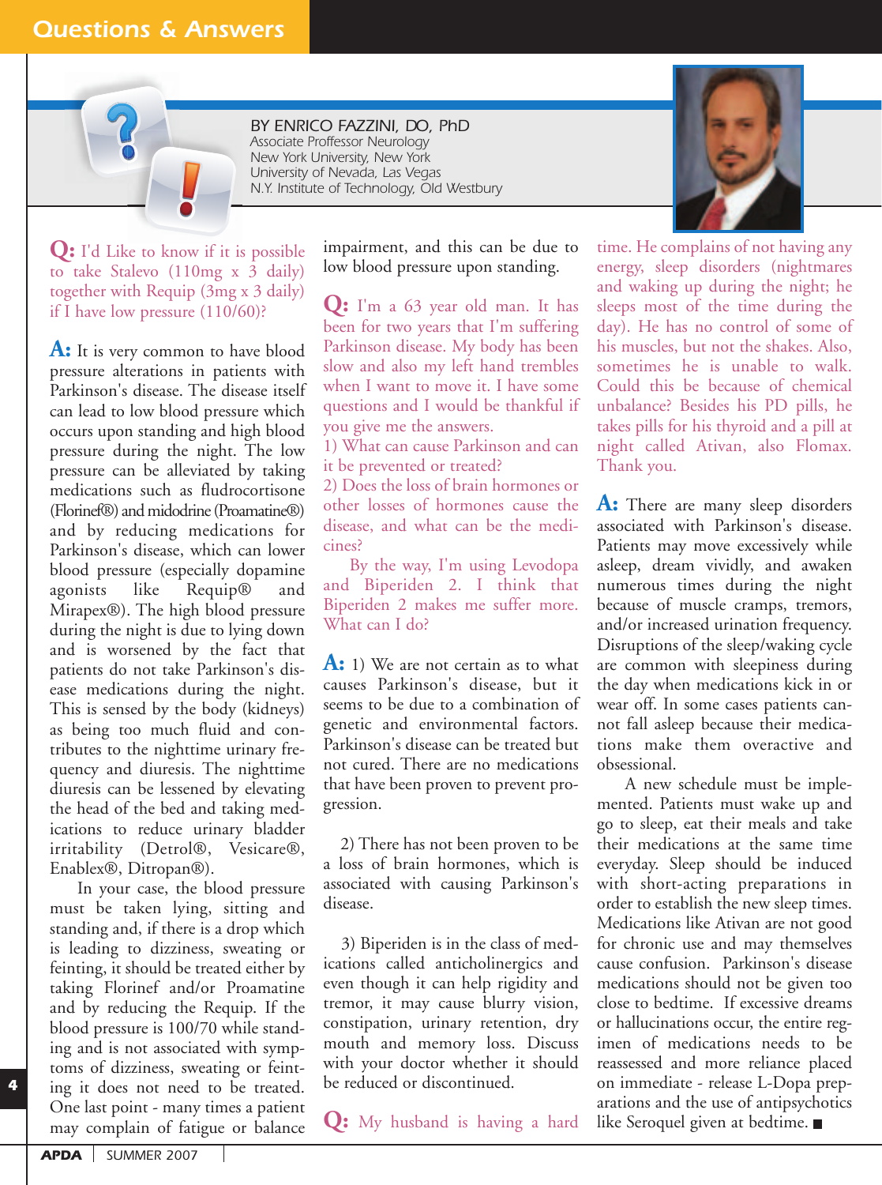# Questions & Answers

BY ENRICO FAZZINI, DO, PhD
Associate Proffessor Neurology
New York University, New York
University of Nevada, Las Vegas
N.Y. Institute of Technology, Old Westbury

**Q:** I'd Like to know if it is possible to take Stalevo (110mg x 3 daily) together with Requip (3mg x 3 daily) if I have low pressure (110/60)?

**A:** It is very common to have blood pressure alterations in patients with Parkinson's disease. The disease itself can lead to low blood pressure which occurs upon standing and high blood pressure during the night. The low pressure can be alleviated by taking medications such as fludrocortisone (Florinef®) and midodrine (Proamatine®) and by reducing medications for Parkinson's disease, which can lower blood pressure (especially dopamine agonists like Requip® and Mirapex®). The high blood pressure during the night is due to lying down and is worsened by the fact that patients do not take Parkinson's disease medications during the night. This is sensed by the body (kidneys) as being too much fluid and contributes to the nighttime urinary frequency and diuresis. The nighttime diuresis can be lessened by elevating the head of the bed and taking medications to reduce urinary bladder irritability (Detrol®, Vesicare®, Enablex®, Ditropan®).

In your case, the blood pressure must be taken lying, sitting and standing and, if there is a drop which is leading to dizziness, sweating or feinting, it should be treated either by taking Florinef and/or Proamatine and by reducing the Requip. If the blood pressure is 100/70 while standing and is not associated with symptoms of dizziness, sweating or feinting it does not need to be treated. One last point - many times a patient may complain of fatigue or balance impairment, and this can be due to low blood pressure upon standing.

**Q:** I'm a 63 year old man. It has been for two years that I'm suffering Parkinson disease. My body has been slow and also my left hand trembles when I want to move it. I have some questions and I would be thankful if you give me the answers.
1) What can cause Parkinson and can it be prevented or treated?
2) Does the loss of brain hormones or other losses of hormones cause the disease, and what can be the medicines?

By the way, I'm using Levodopa and Biperiden 2. I think that Biperiden 2 makes me suffer more. What can I do?

**A:** 1) We are not certain as to what causes Parkinson's disease, but it seems to be due to a combination of genetic and environmental factors. Parkinson's disease can be treated but not cured. There are no medications that have been proven to prevent progression.

2) There has not been proven to be a loss of brain hormones, which is associated with causing Parkinson's disease.

3) Biperiden is in the class of medications called anticholinergics and even though it can help rigidity and tremor, it may cause blurry vision, constipation, urinary retention, dry mouth and memory loss. Discuss with your doctor whether it should be reduced or discontinued.

**Q:** My husband is having a hard time. He complains of not having any energy, sleep disorders (nightmares and waking up during the night; he sleeps most of the time during the day). He has no control of some of his muscles, but not the shakes. Also, sometimes he is unable to walk. Could this be because of chemical unbalance? Besides his PD pills, he takes pills for his thyroid and a pill at night called Ativan, also Flomax. Thank you.

**A:** There are many sleep disorders associated with Parkinson's disease. Patients may move excessively while asleep, dream vividly, and awaken numerous times during the night because of muscle cramps, tremors, and/or increased urination frequency. Disruptions of the sleep/waking cycle are common with sleepiness during the day when medications kick in or wear off. In some cases patients cannot fall asleep because their medications make them overactive and obsessional.

A new schedule must be implemented. Patients must wake up and go to sleep, eat their meals and take their medications at the same time everyday. Sleep should be induced with short-acting preparations in order to establish the new sleep times. Medications like Ativan are not good for chronic use and may themselves cause confusion. Parkinson's disease medications should not be given too close to bedtime. If excessive dreams or hallucinations occur, the entire regimen of medications needs to be reassessed and more reliance placed on immediate - release L-Dopa preparations and the use of antipsychotics like Seroquel given at bedtime. ■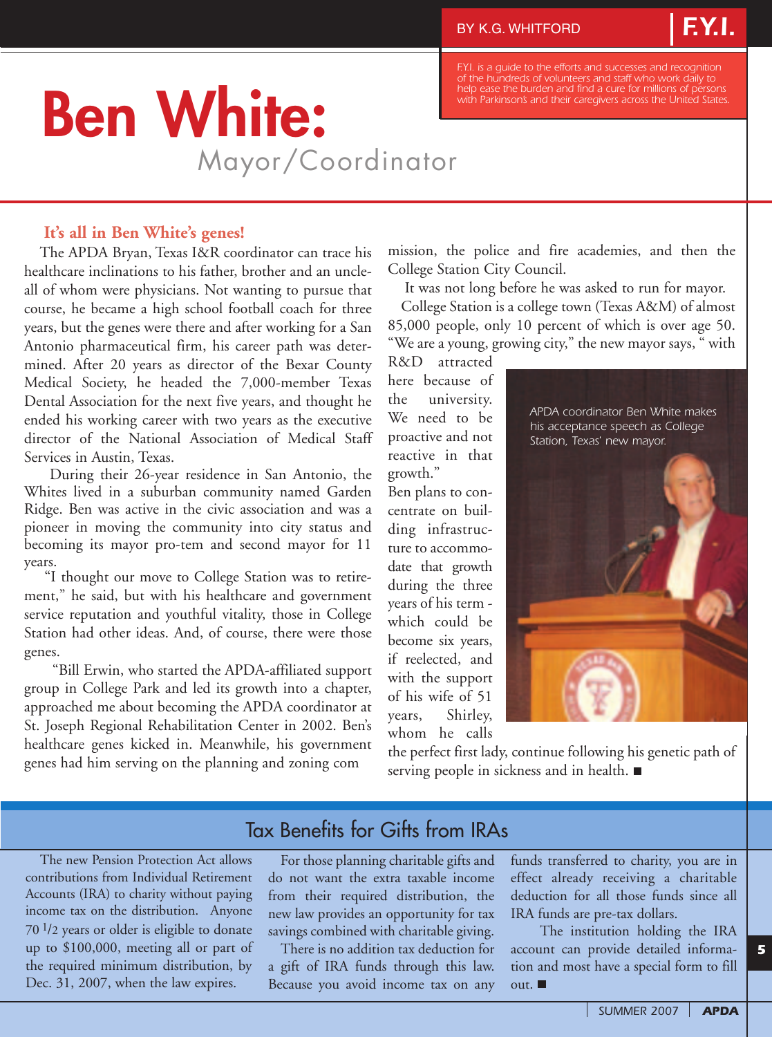BY K.G. WHITFORD

**F.Y.I.**

*F.Y.I. is a guide to the efforts and successes and recognition of the hundreds of volunteers and staff who work daily to help ease the burden and find a cure for millions of persons with Parkinson's and their caregivers across the United States.*

# Ben White:

## Mayor/Coordinator

### It's all in Ben White's genes!

The APDA Bryan, Texas I&R coordinator can trace his healthcare inclinations to his father, brother and an uncle-all of whom were physicians. Not wanting to pursue that course, he became a high school football coach for three years, but the genes were there and after working for a San Antonio pharmaceutical firm, his career path was determined. After 20 years as director of the Bexar County Medical Society, he headed the 7,000-member Texas Dental Association for the next five years, and thought he ended his working career with two years as the executive director of the National Association of Medical Staff Services in Austin, Texas.

During their 26-year residence in San Antonio, the Whites lived in a suburban community named Garden Ridge. Ben was active in the civic association and was a pioneer in moving the community into city status and becoming its mayor pro-tem and second mayor for 11 years.

"I thought our move to College Station was to retirement," he said, but with his healthcare and government service reputation and youthful vitality, those in College Station had other ideas. And, of course, there were those genes.

"Bill Erwin, who started the APDA-affiliated support group in College Park and led its growth into a chapter, approached me about becoming the APDA coordinator at St. Joseph Regional Rehabilitation Center in 2002. Ben's healthcare genes kicked in. Meanwhile, his government genes had him serving on the planning and zoning commission, the police and fire academies, and then the College Station City Council.

It was not long before he was asked to run for mayor.

College Station is a college town (Texas A&M) of almost 85,000 people, only 10 percent of which is over age 50. "We are a young, growing city," the new mayor says, " with R&D attracted here because of the university. We need to be proactive and not reactive in that growth." Ben plans to concentrate on building infrastructure to accommodate that growth during the three years of his term - which could be become six years, if reelected, and with the support of his wife of 51 years, Shirley, whom he calls the perfect first lady, continue following his genetic path of serving people in sickness and in health. ■

*APDA coordinator Ben White makes his acceptance speech as College Station, Texas' new mayor.*

## Tax Benefits for Gifts from IRAs

The new Pension Protection Act allows contributions from Individual Retirement Accounts (IRA) to charity without paying income tax on the distribution. Anyone 70 1/2 years or older is eligible to donate up to $100,000, meeting all or part of the required minimum distribution, by Dec. 31, 2007, when the law expires.

For those planning charitable gifts and do not want the extra taxable income from their required distribution, the new law provides an opportunity for tax savings combined with charitable giving.

There is no addition tax deduction for a gift of IRA funds through this law. Because you avoid income tax on any funds transferred to charity, you are in effect already receiving a charitable deduction for all those funds since all IRA funds are pre-tax dollars.

The institution holding the IRA account can provide detailed information and most have a special form to fill out. ■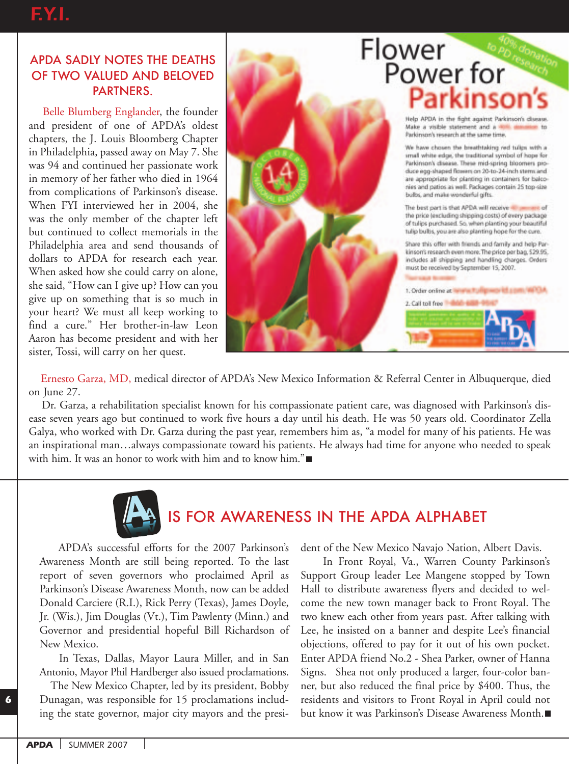## APDA SADLY NOTES THE DEATHS OF TWO VALUED AND BELOVED PARTNERS.

Belle Blumberg Englander, the founder and president of one of APDA's oldest chapters, the J. Louis Bloomberg Chapter in Philadelphia, passed away on May 7. She was 94 and continued her passionate work in memory of her father who died in 1964 from complications of Parkinson's disease. When FYI interviewed her in 2004, she was the only member of the chapter left but continued to collect memorials in the Philadelphia area and send thousands of dollars to APDA for research each year. When asked how she could carry on alone, she said, "How can I give up? How can you give up on something that is so much in your heart? We must all keep working to find a cure." Her brother-in-law Leon Aaron has become president and with her sister, Tossi, will carry on her quest.

# Flower Power for Parkinson's

40% donation to PD research

Help APDA in the fight against Parkinson's disease. Make a visible statement and a 40% donation to Parkinson's research at the same time.

We have chosen the breathtaking red tulips with a small white edge, the traditional symbol of hope for Parkinson's disease. These mid-spring bloomers produce egg-shaped flowers on 20-to-24-inch stems and are appropriate for planting in containers for balconies and patios as well. Packages contain 25 top-size bulbs, and make wonderful gifts.

The best part is that APDA will receive 40 percent of the price (excluding shipping costs) of every package of tulips purchased. So, when planting your beautiful tulip bulbs, you are also planting hope for the cure.

Share this offer with friends and family and help Parkinson's research even more. The price per bag, $29.95, includes all shipping and handling charges. Orders must be received by September 15, 2007.

1. Order online at
2. Call toll free

Ernesto Garza, MD, medical director of APDA's New Mexico Information & Referral Center in Albuquerque, died on June 27.

Dr. Garza, a rehabilitation specialist known for his compassionate patient care, was diagnosed with Parkinson's disease seven years ago but continued to work five hours a day until his death. He was 50 years old. Coordinator Zella Galya, who worked with Dr. Garza during the past year, remembers him as, "a model for many of his patients. He was an inspirational man…always compassionate toward his patients. He always had time for anyone who needed to speak with him. It was an honor to work with him and to know him."■

## A IS FOR AWARENESS IN THE APDA ALPHABET

APDA's successful efforts for the 2007 Parkinson's Awareness Month are still being reported. To the last report of seven governors who proclaimed April as Parkinson's Disease Awareness Month, now can be added Donald Carciere (R.I.), Rick Perry (Texas), James Doyle, Jr. (Wis.), Jim Douglas (Vt.), Tim Pawlenty (Minn.) and Governor and presidential hopeful Bill Richardson of New Mexico.

In Texas, Dallas, Mayor Laura Miller, and in San Antonio, Mayor Phil Hardberger also issued proclamations.

The New Mexico Chapter, led by its president, Bobby Dunagan, was responsible for 15 proclamations including the state governor, major city mayors and the president of the New Mexico Navajo Nation, Albert Davis.

In Front Royal, Va., Warren County Parkinson's Support Group leader Lee Mangene stopped by Town Hall to distribute awareness flyers and decided to welcome the new town manager back to Front Royal. The two knew each other from years past. After talking with Lee, he insisted on a banner and despite Lee's financial objections, offered to pay for it out of his own pocket. Enter APDA friend No.2 - Shea Parker, owner of Hanna Signs. Shea not only produced a larger, four-color banner, but also reduced the final price by $400. Thus, the residents and visitors to Front Royal in April could not but know it was Parkinson's Disease Awareness Month.■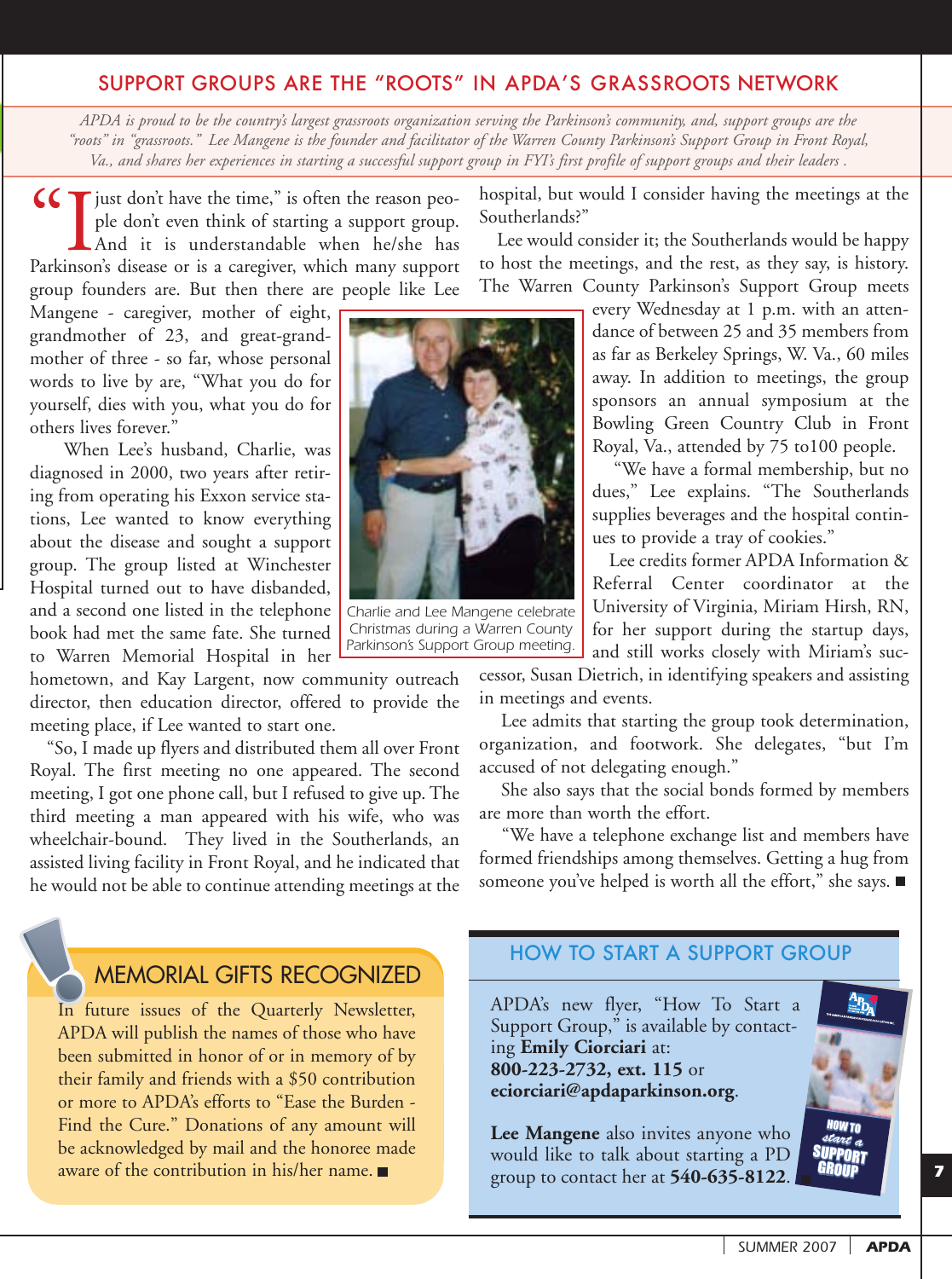## SUPPORT GROUPS ARE THE "ROOTS" IN APDA'S GRASSROOTS NETWORK

*APDA is proud to be the country's largest grassroots organization serving the Parkinson's community, and, support groups are the "roots" in "grassroots." Lee Mangene is the founder and facilitator of the Warren County Parkinson's Support Group in Front Royal, Va., and shares her experiences in starting a successful support group in FYI's first profile of support groups and their leaders .*

"I just don't have the time," is often the reason people don't even think of starting a support group. And it is understandable when he/she has Parkinson's disease or is a caregiver, which many support group founders are. But then there are people like Lee Mangene - caregiver, mother of eight, grandmother of 23, and great-grandmother of three - so far, whose personal words to live by are, "What you do for yourself, dies with you, what you do for others lives forever."

When Lee's husband, Charlie, was diagnosed in 2000, two years after retiring from operating his Exxon service stations, Lee wanted to know everything about the disease and sought a support group. The group listed at Winchester Hospital turned out to have disbanded, and a second one listed in the telephone book had met the same fate. She turned to Warren Memorial Hospital in her hometown, and Kay Largent, now community outreach director, then education director, offered to provide the meeting place, if Lee wanted to start one.

"So, I made up flyers and distributed them all over Front Royal. The first meeting no one appeared. The second meeting, I got one phone call, but I refused to give up. The third meeting a man appeared with his wife, who was wheelchair-bound. They lived in the Southerlands, an assisted living facility in Front Royal, and he indicated that he would not be able to continue attending meetings at the hospital, but would I consider having the meetings at the Southerlands?"

Charlie and Lee Mangene celebrate Christmas during a Warren County Parkinson's Support Group meeting.

Lee would consider it; the Southerlands would be happy to host the meetings, and the rest, as they say, is history. The Warren County Parkinson's Support Group meets every Wednesday at 1 p.m. with an attendance of between 25 and 35 members from as far as Berkeley Springs, W. Va., 60 miles away. In addition to meetings, the group sponsors an annual symposium at the Bowling Green Country Club in Front Royal, Va., attended by 75 to100 people.

"We have a formal membership, but no dues," Lee explains. "The Southerlands supplies beverages and the hospital continues to provide a tray of cookies."

Lee credits former APDA Information & Referral Center coordinator at the University of Virginia, Miriam Hirsh, RN, for her support during the startup days, and still works closely with Miriam's successor, Susan Dietrich, in identifying speakers and assisting in meetings and events.

Lee admits that starting the group took determination, organization, and footwork. She delegates, "but I'm accused of not delegating enough."

She also says that the social bonds formed by members are more than worth the effort.

"We have a telephone exchange list and members have formed friendships among themselves. Getting a hug from someone you've helped is worth all the effort," she says. ■

## MEMORIAL GIFTS RECOGNIZED

In future issues of the Quarterly Newsletter, APDA will publish the names of those who have been submitted in honor of or in memory of by their family and friends with a $50 contribution or more to APDA's efforts to "Ease the Burden - Find the Cure." Donations of any amount will be acknowledged by mail and the honoree made aware of the contribution in his/her name. ■

## HOW TO START A SUPPORT GROUP

APDA's new flyer, "How To Start a Support Group," is available by contacting **Emily Ciorciari** at: **800-223-2732, ext. 115** or **eciorciari@apdaparkinson.org**.

**Lee Mangene** also invites anyone who would like to talk about starting a PD group to contact her at **540-635-8122**. ■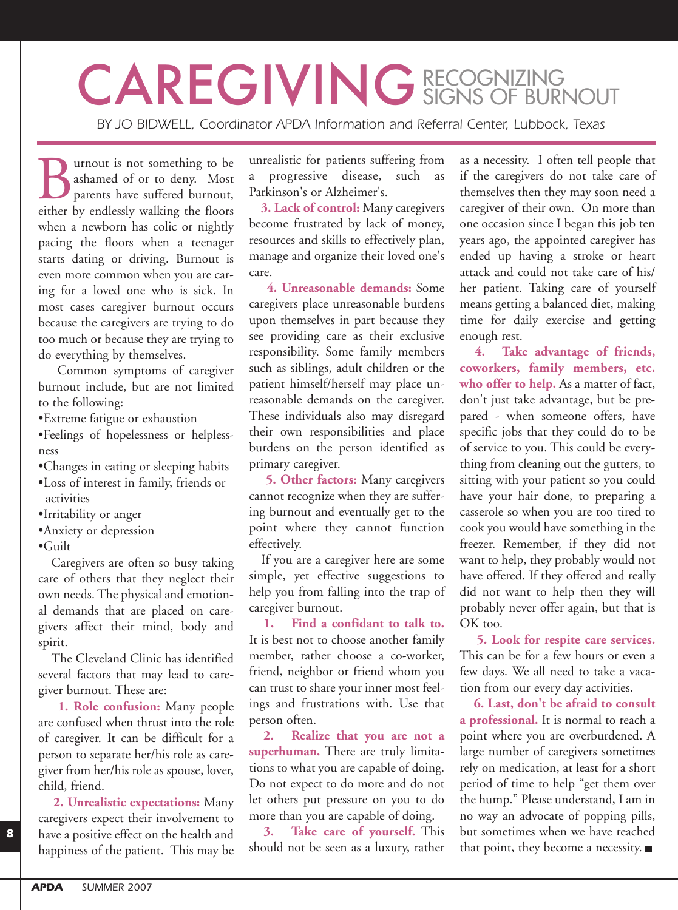# CAREGIVING RECOGNIZING SIGNS OF BURNOUT

*BY JO BIDWELL, Coordinator APDA Information and Referral Center, Lubbock, Texas*

Burnout is not something to be ashamed of or to deny. Most parents have suffered burnout, either by endlessly walking the floors when a newborn has colic or nightly pacing the floors when a teenager starts dating or driving. Burnout is even more common when you are caring for a loved one who is sick. In most cases caregiver burnout occurs because the caregivers are trying to do too much or because they are trying to do everything by themselves.

Common symptoms of caregiver burnout include, but are not limited to the following:

- Extreme fatigue or exhaustion
- Feelings of hopelessness or helplessness
- Changes in eating or sleeping habits
- Loss of interest in family, friends or activities
- Irritability or anger
- Anxiety or depression
- Guilt

Caregivers are often so busy taking care of others that they neglect their own needs. The physical and emotional demands that are placed on caregivers affect their mind, body and spirit.

The Cleveland Clinic has identified several factors that may lead to caregiver burnout. These are:

**1. Role confusion:** Many people are confused when thrust into the role of caregiver. It can be difficult for a person to separate her/his role as caregiver from her/his role as spouse, lover, child, friend.

**2. Unrealistic expectations:** Many caregivers expect their involvement to have a positive effect on the health and happiness of the patient. This may be unrealistic for patients suffering from a progressive disease, such as Parkinson's or Alzheimer's.

**3. Lack of control:** Many caregivers become frustrated by lack of money, resources and skills to effectively plan, manage and organize their loved one's care.

**4. Unreasonable demands:** Some caregivers place unreasonable burdens upon themselves in part because they see providing care as their exclusive responsibility. Some family members such as siblings, adult children or the patient himself/herself may place unreasonable demands on the caregiver. These individuals also may disregard their own responsibilities and place burdens on the person identified as primary caregiver.

**5. Other factors:** Many caregivers cannot recognize when they are suffering burnout and eventually get to the point where they cannot function effectively.

If you are a caregiver here are some simple, yet effective suggestions to help you from falling into the trap of caregiver burnout.

**1. Find a confidant to talk to.** It is best not to choose another family member, rather choose a co-worker, friend, neighbor or friend whom you can trust to share your inner most feelings and frustrations with. Use that person often.

**2. Realize that you are not a superhuman.** There are truly limitations to what you are capable of doing. Do not expect to do more and do not let others put pressure on you to do more than you are capable of doing.

**3. Take care of yourself.** This should not be seen as a luxury, rather as a necessity. I often tell people that if the caregivers do not take care of themselves then they may soon need a caregiver of their own. On more than one occasion since I began this job ten years ago, the appointed caregiver has ended up having a stroke or heart attack and could not take care of his/her patient. Taking care of yourself means getting a balanced diet, making time for daily exercise and getting enough rest.

**4. Take advantage of friends, coworkers, family members, etc. who offer to help.** As a matter of fact, don't just take advantage, but be prepared - when someone offers, have specific jobs that they could do to be of service to you. This could be everything from cleaning out the gutters, to sitting with your patient so you could have your hair done, to preparing a casserole so when you are too tired to cook you would have something in the freezer. Remember, if they did not want to help, they probably would not have offered. If they offered and really did not want to help then they will probably never offer again, but that is OK too.

**5. Look for respite care services.** This can be for a few hours or even a few days. We all need to take a vacation from our every day activities.

**6. Last, don't be afraid to consult a professional.** It is normal to reach a point where you are overburdened. A large number of caregivers sometimes rely on medication, at least for a short period of time to help "get them over the hump." Please understand, I am in no way an advocate of popping pills, but sometimes when we have reached that point, they become a necessity. ■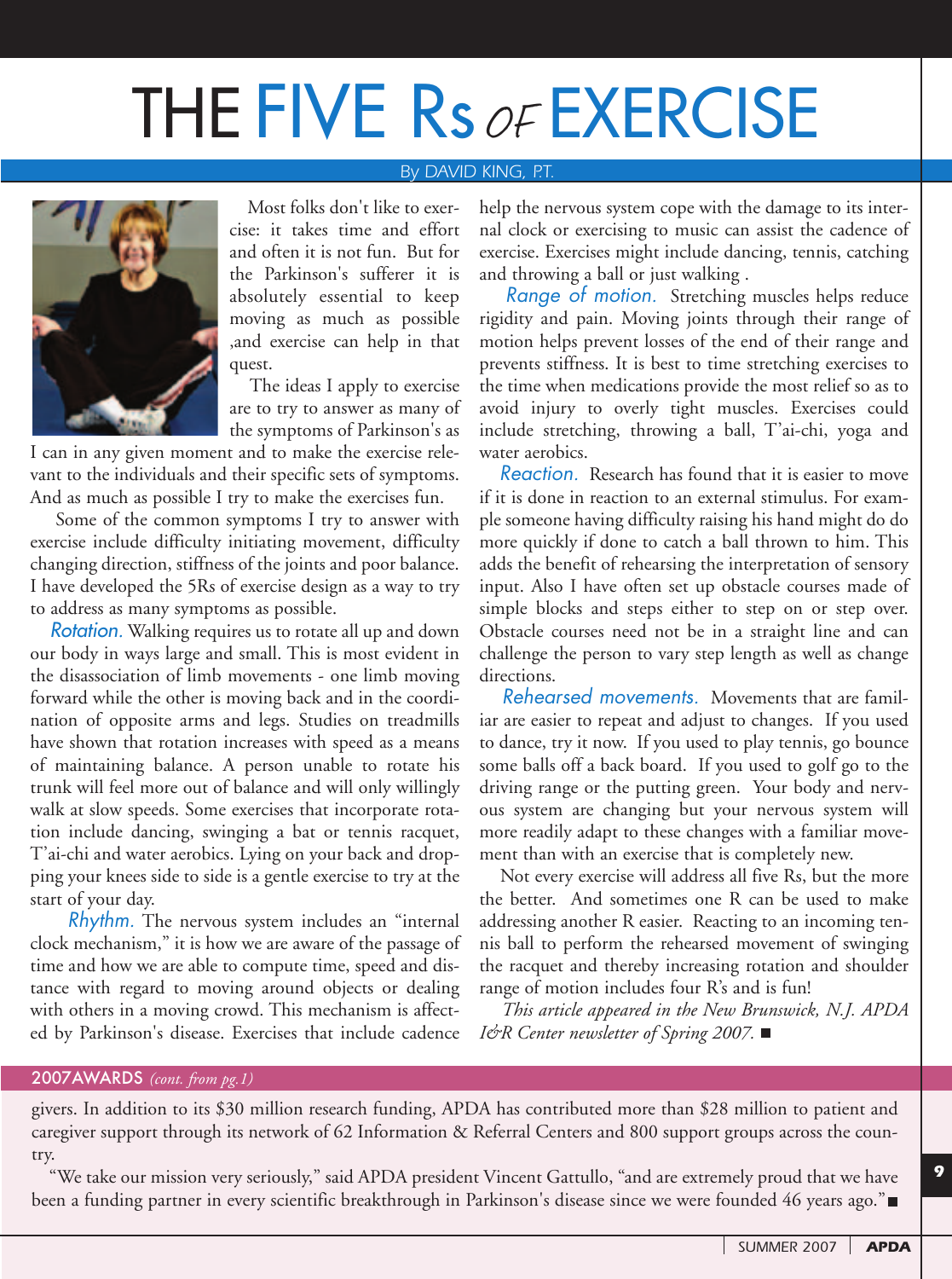# THE FIVE Rs *OF* EXERCISE

By DAVID KING, P.T.

Most folks don't like to exercise: it takes time and effort and often it is not fun. But for the Parkinson's sufferer it is absolutely essential to keep moving as much as possible ,and exercise can help in that quest.

The ideas I apply to exercise are to try to answer as many of the symptoms of Parkinson's as I can in any given moment and to make the exercise relevant to the individuals and their specific sets of symptoms. And as much as possible I try to make the exercises fun.

Some of the common symptoms I try to answer with exercise include difficulty initiating movement, difficulty changing direction, stiffness of the joints and poor balance. I have developed the 5Rs of exercise design as a way to try to address as many symptoms as possible.

*Rotation.* Walking requires us to rotate all up and down our body in ways large and small. This is most evident in the disassociation of limb movements - one limb moving forward while the other is moving back and in the coordination of opposite arms and legs. Studies on treadmills have shown that rotation increases with speed as a means of maintaining balance. A person unable to rotate his trunk will feel more out of balance and will only willingly walk at slow speeds. Some exercises that incorporate rotation include dancing, swinging a bat or tennis racquet, T'ai-chi and water aerobics. Lying on your back and dropping your knees side to side is a gentle exercise to try at the start of your day.

*Rhythm.* The nervous system includes an "internal clock mechanism," it is how we are aware of the passage of time and how we are able to compute time, speed and distance with regard to moving around objects or dealing with others in a moving crowd. This mechanism is affected by Parkinson's disease. Exercises that include cadence help the nervous system cope with the damage to its internal clock or exercising to music can assist the cadence of exercise. Exercises might include dancing, tennis, catching and throwing a ball or just walking .

*Range of motion.* Stretching muscles helps reduce rigidity and pain. Moving joints through their range of motion helps prevent losses of the end of their range and prevents stiffness. It is best to time stretching exercises to the time when medications provide the most relief so as to avoid injury to overly tight muscles. Exercises could include stretching, throwing a ball, T'ai-chi, yoga and water aerobics.

*Reaction.* Research has found that it is easier to move if it is done in reaction to an external stimulus. For example someone having difficulty raising his hand might do do more quickly if done to catch a ball thrown to him. This adds the benefit of rehearsing the interpretation of sensory input. Also I have often set up obstacle courses made of simple blocks and steps either to step on or step over. Obstacle courses need not be in a straight line and can challenge the person to vary step length as well as change directions.

*Rehearsed movements.* Movements that are familiar are easier to repeat and adjust to changes. If you used to dance, try it now. If you used to play tennis, go bounce some balls off a back board. If you used to golf go to the driving range or the putting green. Your body and nervous system are changing but your nervous system will more readily adapt to these changes with a familiar movement than with an exercise that is completely new.

Not every exercise will address all five Rs, but the more the better. And sometimes one R can be used to make addressing another R easier. Reacting to an incoming tennis ball to perform the rehearsed movement of swinging the racquet and thereby increasing rotation and shoulder range of motion includes four R's and is fun!

*This article appeared in the New Brunswick, N.J. APDA I&R Center newsletter of Spring 2007.* ■

## 2007AWARDS *(cont. from pg.1)*

givers. In addition to its $30 million research funding, APDA has contributed more than $28 million to patient and caregiver support through its network of 62 Information & Referral Centers and 800 support groups across the country.

"We take our mission very seriously," said APDA president Vincent Gattullo, "and are extremely proud that we have been a funding partner in every scientific breakthrough in Parkinson's disease since we were founded 46 years ago." ■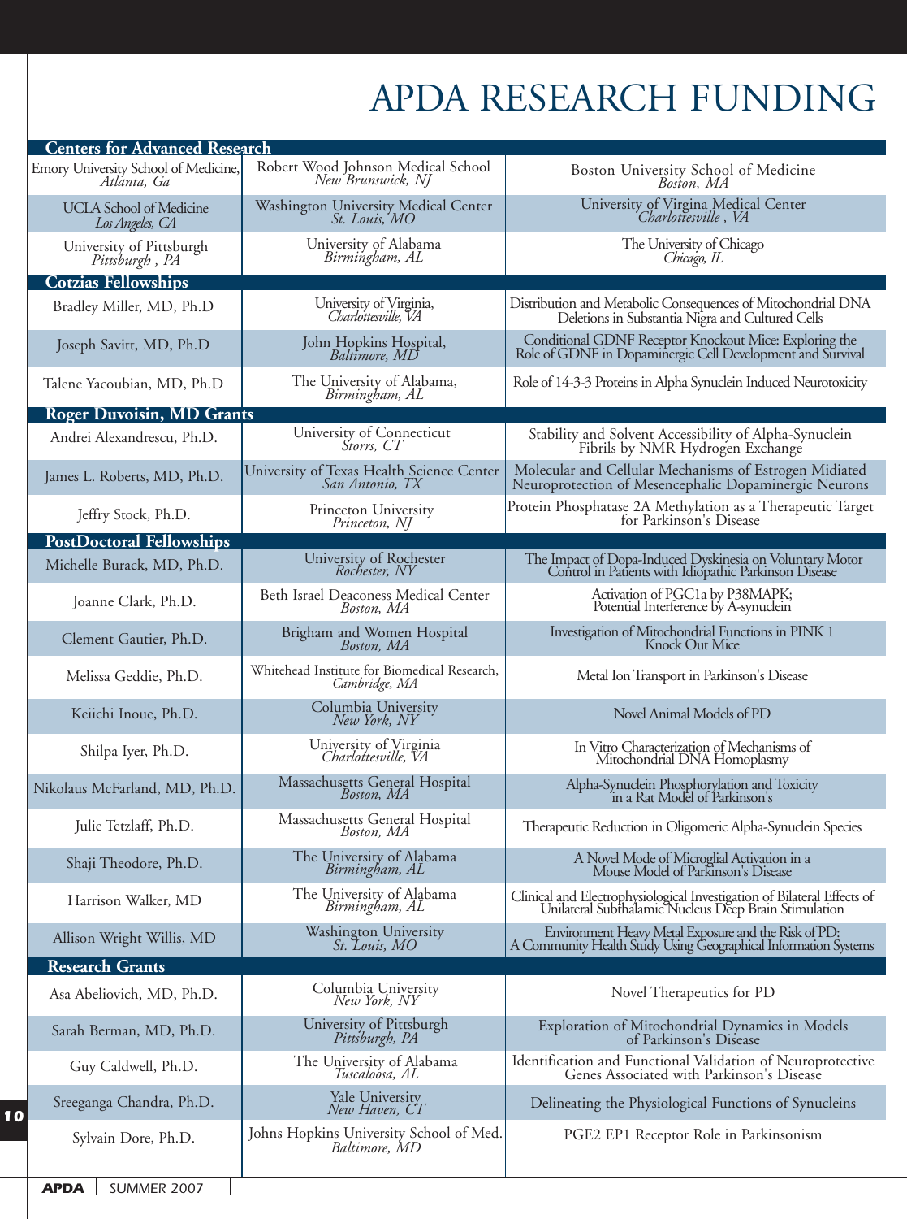# APDA RESEARCH FUNDING

## Centers for Advanced Research

| | | |
|---|---|---|
| Emory University School of Medicine, *Atlanta, Ga* | Robert Wood Johnson Medical School *New Brunswick, NJ* | Boston University School of Medicine *Boston, MA* |
| UCLA School of Medicine *Los Angeles, CA* | Washington University Medical Center *St. Louis, MO* | University of Virgina Medical Center *Charlottesville , VA* |
| University of Pittsburgh *Pittsburgh , PA* | University of Alabama *Birmingham, AL* | The University of Chicago *Chicago, IL* |

## Cotzias Fellowships

| | | |
|---|---|---|
| Bradley Miller, MD, Ph.D | University of Virginia, *Charlottesville, VA* | Distribution and Metabolic Consequences of Mitochondrial DNA Deletions in Substantia Nigra and Cultured Cells |
| Joseph Savitt, MD, Ph.D | John Hopkins Hospital, *Baltimore, MD* | Conditional GDNF Receptor Knockout Mice: Exploring the Role of GDNF in Dopaminergic Cell Development and Survival |
| Talene Yacoubian, MD, Ph.D | The University of Alabama, *Birmingham, AL* | Role of 14-3-3 Proteins in Alpha Synuclein Induced Neurotoxicity |

## Roger Duvoisin, MD Grants

| | | |
|---|---|---|
| Andrei Alexandrescu, Ph.D. | University of Connecticut *Storrs, CT* | Stability and Solvent Accessibility of Alpha-Synuclein Fibrils by NMR Hydrogen Exchange |
| James L. Roberts, MD, Ph.D. | University of Texas Health Science Center *San Antonio, TX* | Molecular and Cellular Mechanisms of Estrogen Midiated Neuroprotection of Mesencephalic Dopaminergic Neurons |
| Jeffry Stock, Ph.D. | Princeton University *Princeton, NJ* | Protein Phosphatase 2A Methylation as a Therapeutic Target for Parkinson's Disease |

## PostDoctoral Fellowships

| | | |
|---|---|---|
| Michelle Burack, MD, Ph.D. | University of Rochester *Rochester, NY* | The Impact of Dopa-Induced Dyskinesia on Voluntary Motor Control in Patients with Idiopathic Parkinson Disease |
| Joanne Clark, Ph.D. | Beth Israel Deaconess Medical Center *Boston, MA* | Activation of PGC1a by P38MAPK; Potential Interference by A-synuclein |
| Clement Gautier, Ph.D. | Brigham and Women Hospital *Boston, MA* | Investigation of Mitochondrial Functions in PINK 1 Knock Out Mice |
| Melissa Geddie, Ph.D. | Whitehead Institute for Biomedical Research, *Cambridge, MA* | Metal Ion Transport in Parkinson's Disease |
| Keiichi Inoue, Ph.D. | Columbia University *New York, NY* | Novel Animal Models of PD |
| Shilpa Iyer, Ph.D. | University of Virginia *Charlottesville, VA* | In Vitro Characterization of Mechanisms of Mitochondrial DNA Homoplasmy |
| Nikolaus McFarland, MD, Ph.D. | Massachusetts General Hospital *Boston, MA* | Alpha-Synuclein Phosphorylation and Toxicity in a Rat Model of Parkinson's |
| Julie Tetzlaff, Ph.D. | Massachusetts General Hospital *Boston, MA* | Therapeutic Reduction in Oligomeric Alpha-Synuclein Species |
| Shaji Theodore, Ph.D. | The University of Alabama *Birmingham, AL* | A Novel Mode of Microglial Activation in a Mouse Model of Parkinson's Disease |
| Harrison Walker, MD | The University of Alabama *Birmingham, AL* | Clinical and Electrophysiological Investigation of Bilateral Effects of Unilateral Subthalamic Nucleus Deep Brain Stimulation |
| Allison Wright Willis, MD | Washington University *St. Louis, MO* | Environment Heavy Metal Exposure and the Risk of PD: A Community Health Study Using Geographical Information Systems |

## Research Grants

| | | |
|---|---|---|
| Asa Abeliovich, MD, Ph.D. | Columbia University *New York, NY* | Novel Therapeutics for PD |
| Sarah Berman, MD, Ph.D. | University of Pittsburgh *Pittsburgh, PA* | Exploration of Mitochondrial Dynamics in Models of Parkinson's Disease |
| Guy Caldwell, Ph.D. | The University of Alabama *Tuscaloosa, AL* | Identification and Functional Validation of Neuroprotective Genes Associated with Parkinson's Disease |
| Sreeganga Chandra, Ph.D. | Yale University *New Haven, CT* | Delineating the Physiological Functions of Synucleins |
| Sylvain Dore, Ph.D. | Johns Hopkins University School of Med. *Baltimore, MD* | PGE2 EP1 Receptor Role in Parkinsonism |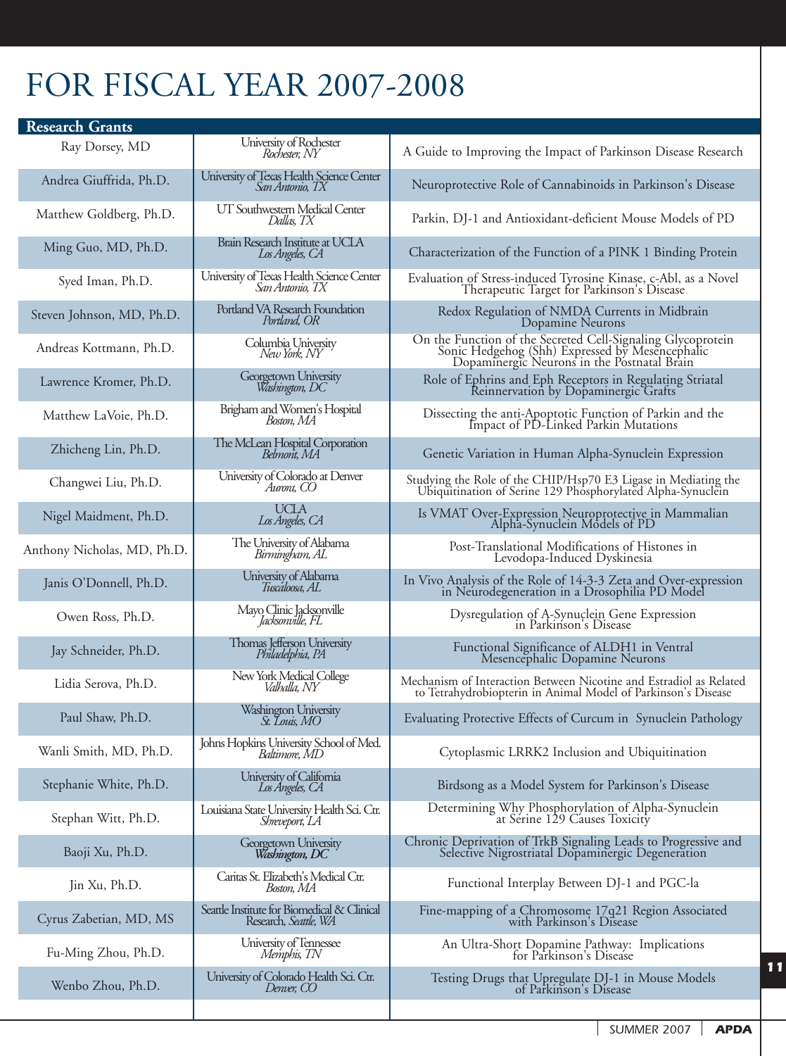# FOR FISCAL YEAR 2007-2008

| Research Grants | | |
|---|---|---|
| Ray Dorsey, MD | University of Rochester *Rochester, NY* | A Guide to Improving the Impact of Parkinson Disease Research |
| Andrea Giuffrida, Ph.D. | University of Texas Health Science Center *San Antonio, TX* | Neuroprotective Role of Cannabinoids in Parkinson's Disease |
| Matthew Goldberg, Ph.D. | UT Southwestern Medical Center *Dallas, TX* | Parkin, DJ-1 and Antioxidant-deficient Mouse Models of PD |
| Ming Guo, MD, Ph.D. | Brain Research Institute at UCLA *Los Angeles, CA* | Characterization of the Function of a PINK 1 Binding Protein |
| Syed Iman, Ph.D. | University of Texas Health Science Center *San Antonio, TX* | Evaluation of Stress-induced Tyrosine Kinase, c-Abl, as a Novel Therapeutic Target for Parkinson's Disease |
| Steven Johnson, MD, Ph.D. | Portland VA Research Foundation *Portland, OR* | Redox Regulation of NMDA Currents in Midbrain Dopamine Neurons |
| Andreas Kottmann, Ph.D. | Columbia University *New York, NY* | On the Function of the Secreted Cell-Signaling Glycoprotein Sonic Hedgehog (Shh) Expressed by Mesencephalic Dopaminergic Neurons in the Postnatal Brain |
| Lawrence Kromer, Ph.D. | Georgetown University *Washington, DC* | Role of Ephrins and Eph Receptors in Regulating Striatal Reinnervation by Dopaminergic Grafts |
| Matthew LaVoie, Ph.D. | Brigham and Women's Hospital *Boston, MA* | Dissecting the anti-Apoptotic Function of Parkin and the Impact of PD-Linked Parkin Mutations |
| Zhicheng Lin, Ph.D. | The McLean Hospital Corporation *Belmont, MA* | Genetic Variation in Human Alpha-Synuclein Expression |
| Changwei Liu, Ph.D. | University of Colorado at Denver *Aurora, CO* | Studying the Role of the CHIP/Hsp70 E3 Ligase in Mediating the Ubiquitination of Serine 129 Phosphorylated Alpha-Synuclein |
| Nigel Maidment, Ph.D. | UCLA *Los Angeles, CA* | Is VMAT Over-Expression Neuroprotective in Mammalian Alpha-Synuclein Models of PD |
| Anthony Nicholas, MD, Ph.D. | The University of Alabama *Birmingham, AL* | Post-Translational Modifications of Histones in Levodopa-Induced Dyskinesia |
| Janis O'Donnell, Ph.D. | University of Alabama *Tuscaloosa, AL* | In Vivo Analysis of the Role of 14-3-3 Zeta and Over-expression in Neurodegeneration in a Drosophilia PD Model |
| Owen Ross, Ph.D. | Mayo Clinic Jacksonville *Jacksonville, FL* | Dysregulation of A-Synuclein Gene Expression in Parkinson's Disease |
| Jay Schneider, Ph.D. | Thomas Jefferson University *Philadelphia, PA* | Functional Significance of ALDH1 in Ventral Mesencephalic Dopamine Neurons |
| Lidia Serova, Ph.D. | New York Medical College *Valhalla, NY* | Mechanism of Interaction Between Nicotine and Estradiol as Related to Tetrahydrobiopterin in Animal Model of Parkinson's Disease |
| Paul Shaw, Ph.D. | Washington University *St. Louis, MO* | Evaluating Protective Effects of Curcum in Synuclein Pathology |
| Wanli Smith, MD, Ph.D. | Johns Hopkins University School of Med. *Baltimore, MD* | Cytoplasmic LRRK2 Inclusion and Ubiquitination |
| Stephanie White, Ph.D. | University of California *Los Angeles, CA* | Birdsong as a Model System for Parkinson's Disease |
| Stephan Witt, Ph.D. | Louisiana State University Health Sci. Ctr. *Shreveport, LA* | Determining Why Phosphorylation of Alpha-Synuclein at Serine 129 Causes Toxicity |
| Baoji Xu, Ph.D. | Georgetown University ***Washington, DC*** | Chronic Deprivation of TrkB Signaling Leads to Progressive and Selective Nigrostriatal Dopaminergic Degeneration |
| Jin Xu, Ph.D. | Caritas St. Elizabeth's Medical Ctr. *Boston, MA* | Functional Interplay Between DJ-1 and PGC-la |
| Cyrus Zabetian, MD, MS | Seattle Institute for Biomedical & Clinical Research, *Seattle, WA* | Fine-mapping of a Chromosome 17q21 Region Associated with Parkinson's Disease |
| Fu-Ming Zhou, Ph.D. | University of Tennessee *Memphis, TN* | An Ultra-Short Dopamine Pathway: Implications for Parkinson's Disease |
| Wenbo Zhou, Ph.D. | University of Colorado Health Sci. Ctr. *Denver, CO* | Testing Drugs that Upregulate DJ-1 in Mouse Models of Parkinson's Disease |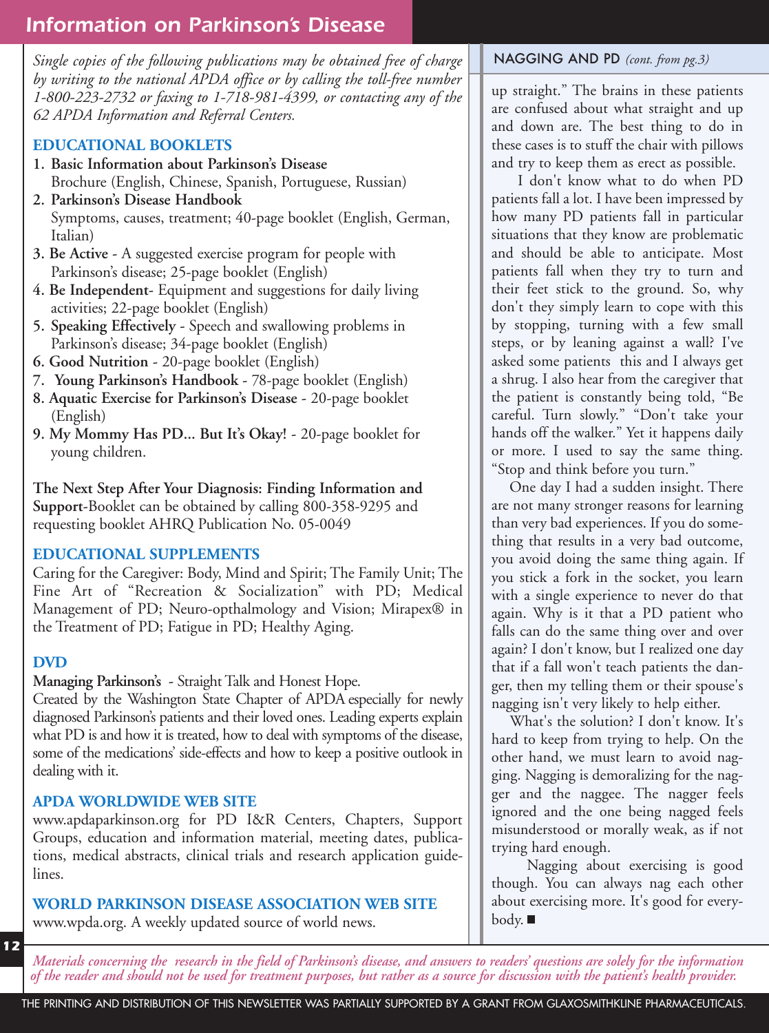# Information on Parkinson's Disease

*Single copies of the following publications may be obtained free of charge by writing to the national APDA office or by calling the toll-free number 1-800-223-2732 or faxing to 1-718-981-4399, or contacting any of the 62 APDA Information and Referral Centers.*

## EDUCATIONAL BOOKLETS

1. **Basic Information about Parkinson's Disease** Brochure (English, Chinese, Spanish, Portuguese, Russian)
2. **Parkinson's Disease Handbook** Symptoms, causes, treatment; 40-page booklet (English, German, Italian)
3. **Be Active** - A suggested exercise program for people with Parkinson's disease; 25-page booklet (English)
4. **Be Independent**- Equipment and suggestions for daily living activities; 22-page booklet (English)
5. **Speaking Effectively** - Speech and swallowing problems in Parkinson's disease; 34-page booklet (English)
6. **Good Nutrition** - 20-page booklet (English)
7. **Young Parkinson's Handbook** - 78-page booklet (English)
8. **Aquatic Exercise for Parkinson's Disease** - 20-page booklet (English)
9. **My Mommy Has PD... But It's Okay!** - 20-page booklet for young children.

**The Next Step After Your Diagnosis: Finding Information and Support**-Booklet can be obtained by calling 800-358-9295 and requesting booklet AHRQ Publication No. 05-0049

## EDUCATIONAL SUPPLEMENTS

Caring for the Caregiver: Body, Mind and Spirit; The Family Unit; The Fine Art of "Recreation & Socialization" with PD; Medical Management of PD; Neuro-opthalmology and Vision; Mirapex® in the Treatment of PD; Fatigue in PD; Healthy Aging.

## DVD

**Managing Parkinson's** - Straight Talk and Honest Hope.

Created by the Washington State Chapter of APDA especially for newly diagnosed Parkinson's patients and their loved ones. Leading experts explain what PD is and how it is treated, how to deal with symptoms of the disease, some of the medications' side-effects and how to keep a positive outlook in dealing with it.

## APDA WORLDWIDE WEB SITE

www.apdaparkinson.org for PD I&R Centers, Chapters, Support Groups, education and information material, meeting dates, publications, medical abstracts, clinical trials and research application guidelines.

## WORLD PARKINSON DISEASE ASSOCIATION WEB SITE

www.wpda.org. A weekly updated source of world news.

## NAGGING AND PD *(cont. from pg.3)*

up straight." The brains in these patients are confused about what straight and up and down are. The best thing to do in these cases is to stuff the chair with pillows and try to keep them as erect as possible.

I don't know what to do when PD patients fall a lot. I have been impressed by how many PD patients fall in particular situations that they know are problematic and should be able to anticipate. Most patients fall when they try to turn and their feet stick to the ground. So, why don't they simply learn to cope with this by stopping, turning with a few small steps, or by leaning against a wall? I've asked some patients this and I always get a shrug. I also hear from the caregiver that the patient is constantly being told, "Be careful. Turn slowly." "Don't take your hands off the walker." Yet it happens daily or more. I used to say the same thing. "Stop and think before you turn."

One day I had a sudden insight. There are not many stronger reasons for learning than very bad experiences. If you do something that results in a very bad outcome, you avoid doing the same thing again. If you stick a fork in the socket, you learn with a single experience to never do that again. Why is it that a PD patient who falls can do the same thing over and over again? I don't know, but I realized one day that if a fall won't teach patients the danger, then my telling them or their spouse's nagging isn't very likely to help either.

What's the solution? I don't know. It's hard to keep from trying to help. On the other hand, we must learn to avoid nagging. Nagging is demoralizing for the nagger and the naggee. The nagger feels ignored and the one being nagged feels misunderstood or morally weak, as if not trying hard enough.

Nagging about exercising is good though. You can always nag each other about exercising more. It's good for everybody. ■

*Materials concerning the research in the field of Parkinson's disease, and answers to readers' questions are solely for the information of the reader and should not be used for treatment purposes, but rather as a source for discussion with the patient's health provider.*

THE PRINTING AND DISTRIBUTION OF THIS NEWSLETTER WAS PARTIALLY SUPPORTED BY A GRANT FROM GLAXOSMITHKLINE PHARMACEUTICALS.